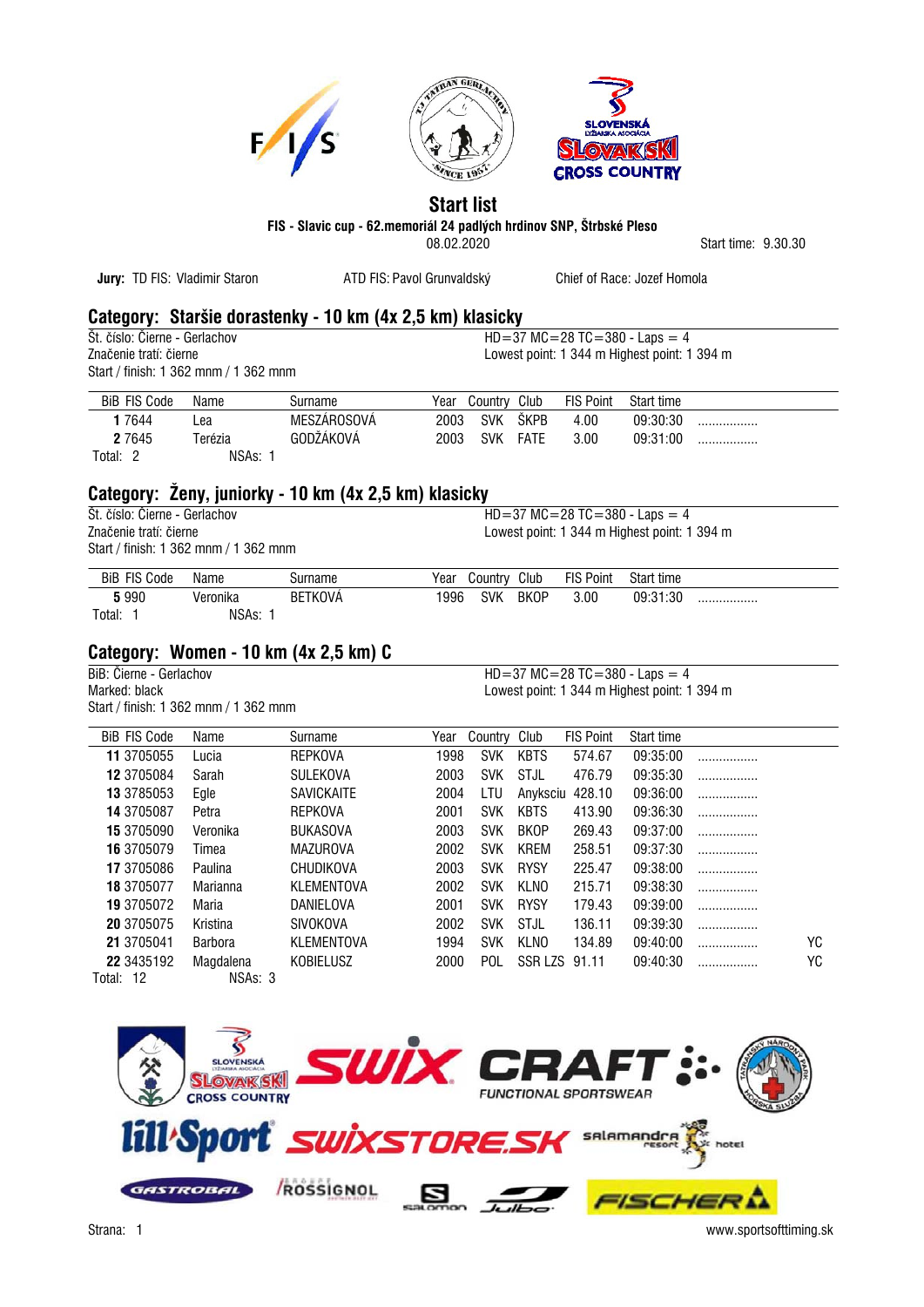# Start list

**FIS - Slavic cup - 62.memoriál 24 padlých hrdinov SNP, Štrbské Pleso**

08.02.2020

Start time: 9.30.30

**Jury:** TD FIS: Vladimir Staron    ATD FIS: Pavol Grunvaldský    Chief of Race: Jozef Homola

## Category: Staršie dorastenky - 10 km (4x 2,5 km) klasicky

Št. číslo: Čierne - Gerlachov
Značenie tratí: čierne
Start / finish: 1 362 mnm / 1 362 mnm

HD=37 MC=28 TC=380 - Laps = 4
Lowest point: 1 344 m Highest point: 1 394 m

| BiB | FIS Code | Name | Surname | Year | Country | Club | FIS Point | Start time | |
|---|---|---|---|---|---|---|---|---|---|
| **1** | 7644 | Lea | MESZÁROSOVÁ | 2003 | SVK | ŠKPB | 4.00 | 09:30:30 | ................ |
| **2** | 7645 | Terézia | GODŽÁKOVÁ | 2003 | SVK | FATE | 3.00 | 09:31:00 | ................ |

Total: 2    NSAs: 1

## Category: Ženy, juniorky - 10 km (4x 2,5 km) klasicky

Št. číslo: Čierne - Gerlachov
Značenie tratí: čierne
Start / finish: 1 362 mnm / 1 362 mnm

HD=37 MC=28 TC=380 - Laps = 4
Lowest point: 1 344 m Highest point: 1 394 m

| BiB | FIS Code | Name | Surname | Year | Country | Club | FIS Point | Start time | |
|---|---|---|---|---|---|---|---|---|---|
| **5** | 990 | Veronika | BETKOVÁ | 1996 | SVK | BKOP | 3.00 | 09:31:30 | ................ |

Total: 1    NSAs: 1

## Category: Women - 10 km (4x 2,5 km) C

BiB: Čierne - Gerlachov
Marked: black
Start / finish: 1 362 mnm / 1 362 mnm

HD=37 MC=28 TC=380 - Laps = 4
Lowest point: 1 344 m Highest point: 1 394 m

| BiB | FIS Code | Name | Surname | Year | Country | Club | FIS Point | Start time | | |
|---|---|---|---|---|---|---|---|---|---|---|
| **11** | 3705055 | Lucia | REPKOVA | 1998 | SVK | KBTS | 574.67 | 09:35:00 | ................ | |
| **12** | 3705084 | Sarah | SULEKOVA | 2003 | SVK | STJL | 476.79 | 09:35:30 | ................ | |
| **13** | 3785053 | Egle | SAVICKAITE | 2004 | LTU | Anyksciu | 428.10 | 09:36:00 | ................ | |
| **14** | 3705087 | Petra | REPKOVA | 2001 | SVK | KBTS | 413.90 | 09:36:30 | ................ | |
| **15** | 3705090 | Veronika | BUKASOVA | 2003 | SVK | BKOP | 269.43 | 09:37:00 | ................ | |
| **16** | 3705079 | Timea | MAZUROVA | 2002 | SVK | KREM | 258.51 | 09:37:30 | ................ | |
| **17** | 3705086 | Paulina | CHUDIKOVA | 2003 | SVK | RYSY | 225.47 | 09:38:00 | ................ | |
| **18** | 3705077 | Marianna | KLEMENTOVA | 2002 | SVK | KLNO | 215.71 | 09:38:30 | ................ | |
| **19** | 3705072 | Maria | DANIELOVA | 2001 | SVK | RYSY | 179.43 | 09:39:00 | ................ | |
| **20** | 3705075 | Kristina | SIVOKOVA | 2002 | SVK | STJL | 136.11 | 09:39:30 | ................ | |
| **21** | 3705041 | Barbora | KLEMENTOVA | 1994 | SVK | KLNO | 134.89 | 09:40:00 | ................ | YC |
| **22** | 3435192 | Magdalena | KOBIELUSZ | 2000 | POL | SSR LZS | 91.11 | 09:40:30 | ................ | YC |

Total: 12    NSAs: 3

www.sportsofttiming.sk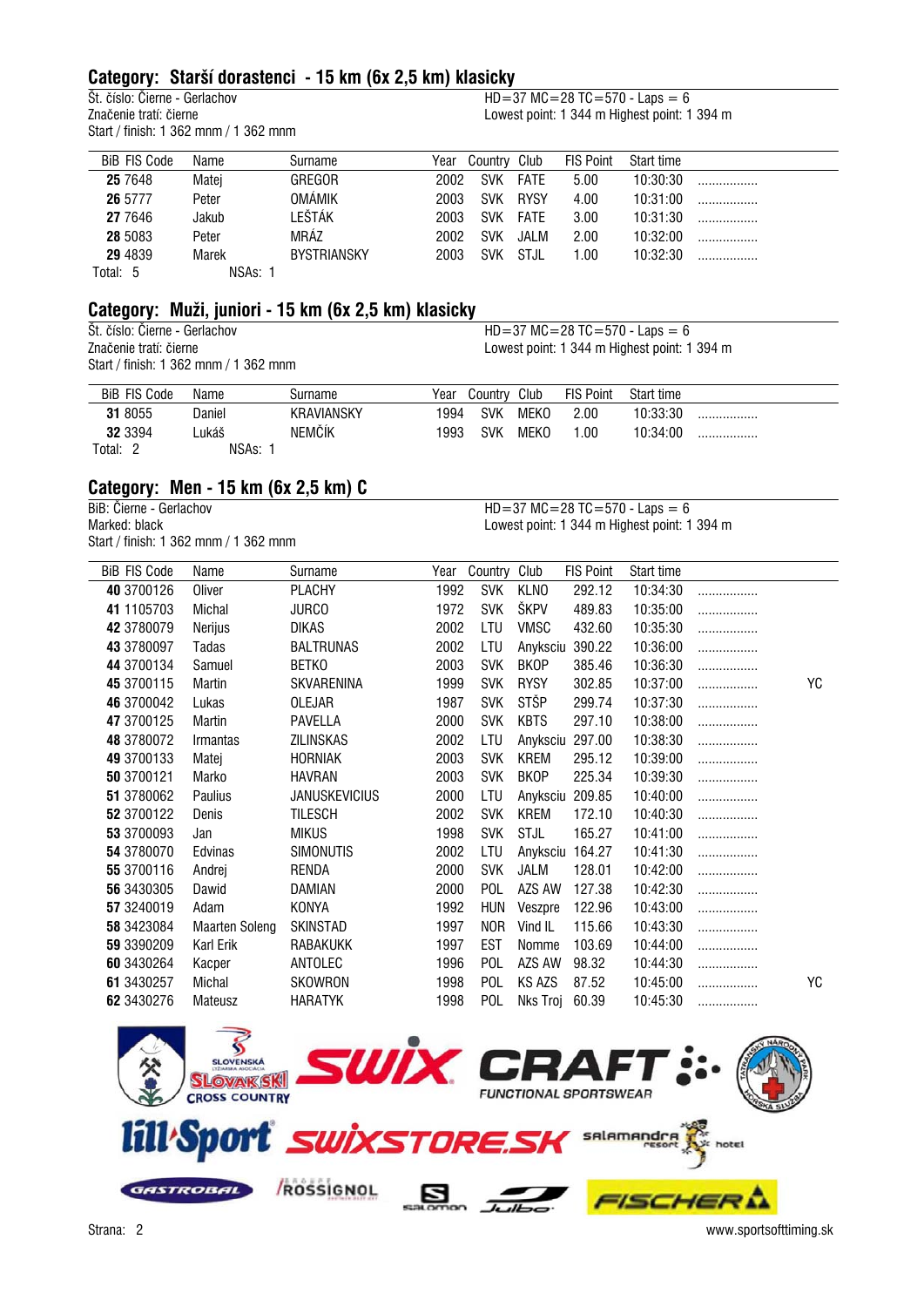## Category: Starší dorastenci - 15 km (6x 2,5 km) klasicky

Št. číslo: Čierne - Gerlachov
Značenie tratí: čierne
Start / finish: 1 362 mnm / 1 362 mnm

HD=37 MC=28 TC=570 - Laps = 6
Lowest point: 1 344 m Highest point: 1 394 m

| BiB | FIS Code | Name | Surname | Year | Country | Club | FIS Point | Start time | | |
|---|---|---|---|---|---|---|---|---|---|---|
| **25** | 7648 | Matej | GREGOR | 2002 | SVK | FATE | 5.00 | 10:30:30 | ................ | |
| **26** | 5777 | Peter | OMÁMIK | 2003 | SVK | RYSY | 4.00 | 10:31:00 | ................ | |
| **27** | 7646 | Jakub | LEŠTÁK | 2003 | SVK | FATE | 3.00 | 10:31:30 | ................ | |
| **28** | 5083 | Peter | MRÁZ | 2002 | SVK | JALM | 2.00 | 10:32:00 | ................ | |
| **29** | 4839 | Marek | BYSTRIANSKY | 2003 | SVK | STJL | 1.00 | 10:32:30 | ................ | |

Total: 5 NSAs: 1

## Category: Muži, juniori - 15 km (6x 2,5 km) klasicky

Št. číslo: Čierne - Gerlachov
Značenie tratí: čierne
Start / finish: 1 362 mnm / 1 362 mnm

HD=37 MC=28 TC=570 - Laps = 6
Lowest point: 1 344 m Highest point: 1 394 m

| BiB | FIS Code | Name | Surname | Year | Country | Club | FIS Point | Start time | | |
|---|---|---|---|---|---|---|---|---|---|---|
| **31** | 8055 | Daniel | KRAVIANSKY | 1994 | SVK | MEKO | 2.00 | 10:33:30 | ................ | |
| **32** | 3394 | Lukáš | NEMČÍK | 1993 | SVK | MEKO | 1.00 | 10:34:00 | ................ | |

Total: 2 NSAs: 1

## Category: Men - 15 km (6x 2,5 km) C

BiB: Čierne - Gerlachov
Marked: black
Start / finish: 1 362 mnm / 1 362 mnm

HD=37 MC=28 TC=570 - Laps = 6
Lowest point: 1 344 m Highest point: 1 394 m

| BiB | FIS Code | Name | Surname | Year | Country | Club | FIS Point | Start time | | |
|---|---|---|---|---|---|---|---|---|---|---|
| **40** | 3700126 | Oliver | PLACHY | 1992 | SVK | KLNO | 292.12 | 10:34:30 | ................ | |
| **41** | 1105703 | Michal | JURCO | 1972 | SVK | ŠKPV | 489.83 | 10:35:00 | ................ | |
| **42** | 3780079 | Nerijus | DIKAS | 2002 | LTU | VMSC | 432.60 | 10:35:30 | ................ | |
| **43** | 3780097 | Tadas | BALTRUNAS | 2002 | LTU | Anyksciu | 390.22 | 10:36:00 | ................ | |
| **44** | 3700134 | Samuel | BETKO | 2003 | SVK | BKOP | 385.46 | 10:36:30 | ................ | |
| **45** | 3700115 | Martin | SKVARENINA | 1999 | SVK | RYSY | 302.85 | 10:37:00 | ................ | YC |
| **46** | 3700042 | Lukas | OLEJAR | 1987 | SVK | STŠP | 299.74 | 10:37:30 | ................ | |
| **47** | 3700125 | Martin | PAVELLA | 2000 | SVK | KBTS | 297.10 | 10:38:00 | ................ | |
| **48** | 3780072 | Irmantas | ZILINSKAS | 2002 | LTU | Anyksciu | 297.00 | 10:38:30 | ................ | |
| **49** | 3700133 | Matej | HORNIAK | 2003 | SVK | KREM | 295.12 | 10:39:00 | ................ | |
| **50** | 3700121 | Marko | HAVRAN | 2003 | SVK | BKOP | 225.34 | 10:39:30 | ................ | |
| **51** | 3780062 | Paulius | JANUSKEVICIUS | 2000 | LTU | Anyksciu | 209.85 | 10:40:00 | ................ | |
| **52** | 3700122 | Denis | TILESCH | 2002 | SVK | KREM | 172.10 | 10:40:30 | ................ | |
| **53** | 3700093 | Jan | MIKUS | 1998 | SVK | STJL | 165.27 | 10:41:00 | ................ | |
| **54** | 3780070 | Edvinas | SIMONUTIS | 2002 | LTU | Anyksciu | 164.27 | 10:41:30 | ................ | |
| **55** | 3700116 | Andrej | RENDA | 2000 | SVK | JALM | 128.01 | 10:42:00 | ................ | |
| **56** | 3430305 | Dawid | DAMIAN | 2000 | POL | AZS AW | 127.38 | 10:42:30 | ................ | |
| **57** | 3240019 | Adam | KONYA | 1992 | HUN | Veszpre | 122.96 | 10:43:00 | ................ | |
| **58** | 3423084 | Maarten Soleng | SKINSTAD | 1997 | NOR | Vind IL | 115.66 | 10:43:30 | ................ | |
| **59** | 3390209 | Karl Erik | RABAKUKK | 1997 | EST | Nomme | 103.69 | 10:44:00 | ................ | |
| **60** | 3430264 | Kacper | ANTOLEC | 1996 | POL | AZS AW | 98.32 | 10:44:30 | ................ | |
| **61** | 3430257 | Michal | SKOWRON | 1998 | POL | KS AZS | 87.52 | 10:45:00 | ................ | YC |
| **62** | 3430276 | Mateusz | HARATYK | 1998 | POL | Nks Troj | 60.39 | 10:45:30 | ................ | |

Strana: 2 www.sportsofttiming.sk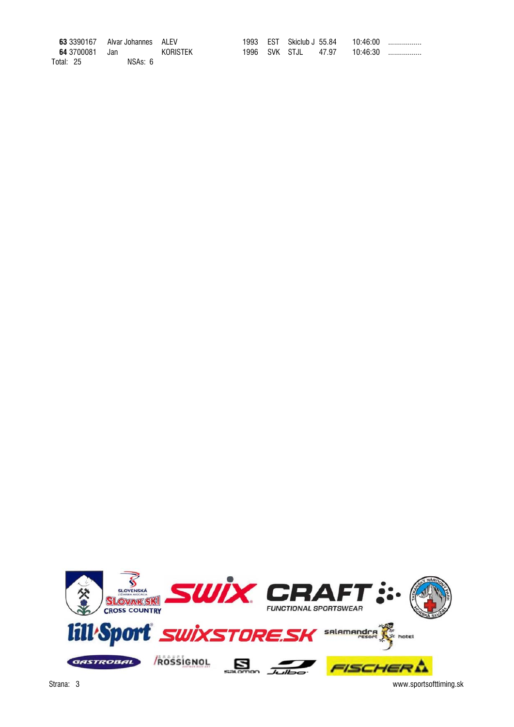| | | | | | | | | |
|---|---|---|---|---|---|---|---|---|
| **63** | 3390167 | Alvar Johannes | ALEV | 1993 | EST | Skiclub J | 55.84 | 10:46:00 | ................ |
| **64** | 3700081 | Jan | KORISTEK | 1996 | SVK | STJL | 47.97 | 10:46:30 | ................ |

Total: 25 NSAs: 6